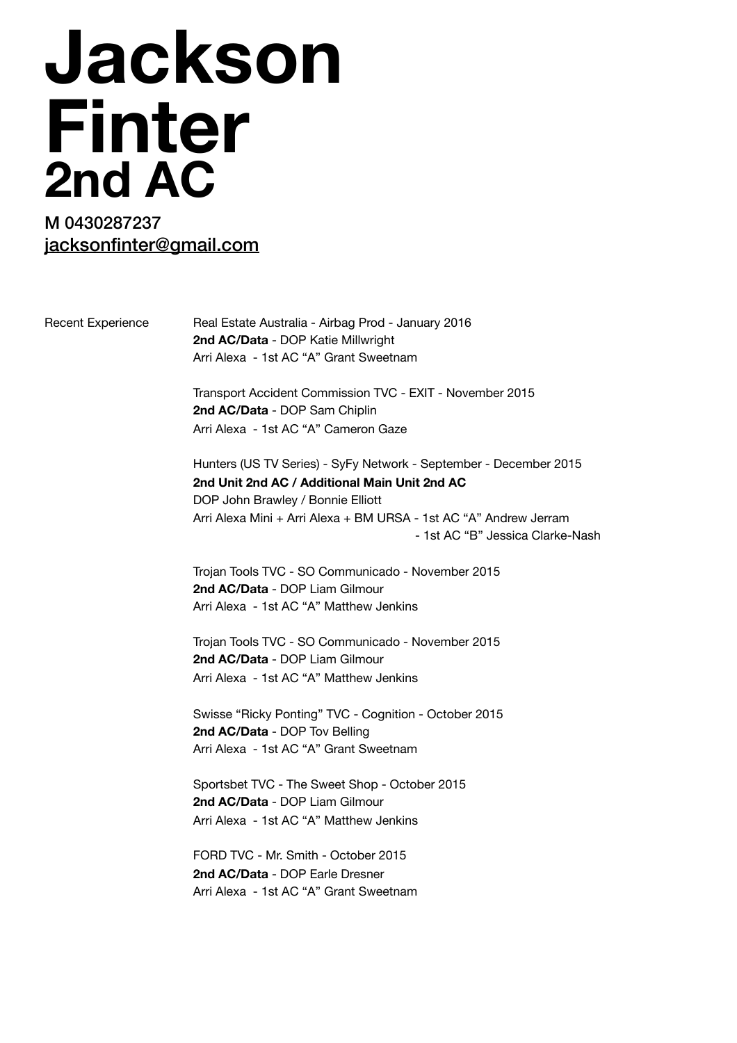# Jackson Finter
## 2nd AC

M 0430287237
jacksonfinter@gmail.com

Recent Experience

Real Estate Australia - Airbag Prod - January 2016
**2nd AC/Data** - DOP Katie Millwright
Arri Alexa - 1st AC "A" Grant Sweetnam

Transport Accident Commission TVC - EXIT - November 2015
**2nd AC/Data** - DOP Sam Chiplin
Arri Alexa - 1st AC "A" Cameron Gaze

Hunters (US TV Series) - SyFy Network - September - December 2015
**2nd Unit 2nd AC / Additional Main Unit 2nd AC**
DOP John Brawley / Bonnie Elliott
Arri Alexa Mini + Arri Alexa + BM URSA - 1st AC "A" Andrew Jerram
- 1st AC "B" Jessica Clarke-Nash

Trojan Tools TVC - SO Communicado - November 2015
**2nd AC/Data** - DOP Liam Gilmour
Arri Alexa - 1st AC "A" Matthew Jenkins

Trojan Tools TVC - SO Communicado - November 2015
**2nd AC/Data** - DOP Liam Gilmour
Arri Alexa - 1st AC "A" Matthew Jenkins

Swisse "Ricky Ponting" TVC - Cognition - October 2015
**2nd AC/Data** - DOP Tov Belling
Arri Alexa - 1st AC "A" Grant Sweetnam

Sportsbet TVC - The Sweet Shop - October 2015
**2nd AC/Data** - DOP Liam Gilmour
Arri Alexa - 1st AC "A" Matthew Jenkins

FORD TVC - Mr. Smith - October 2015
**2nd AC/Data** - DOP Earle Dresner
Arri Alexa - 1st AC "A" Grant Sweetnam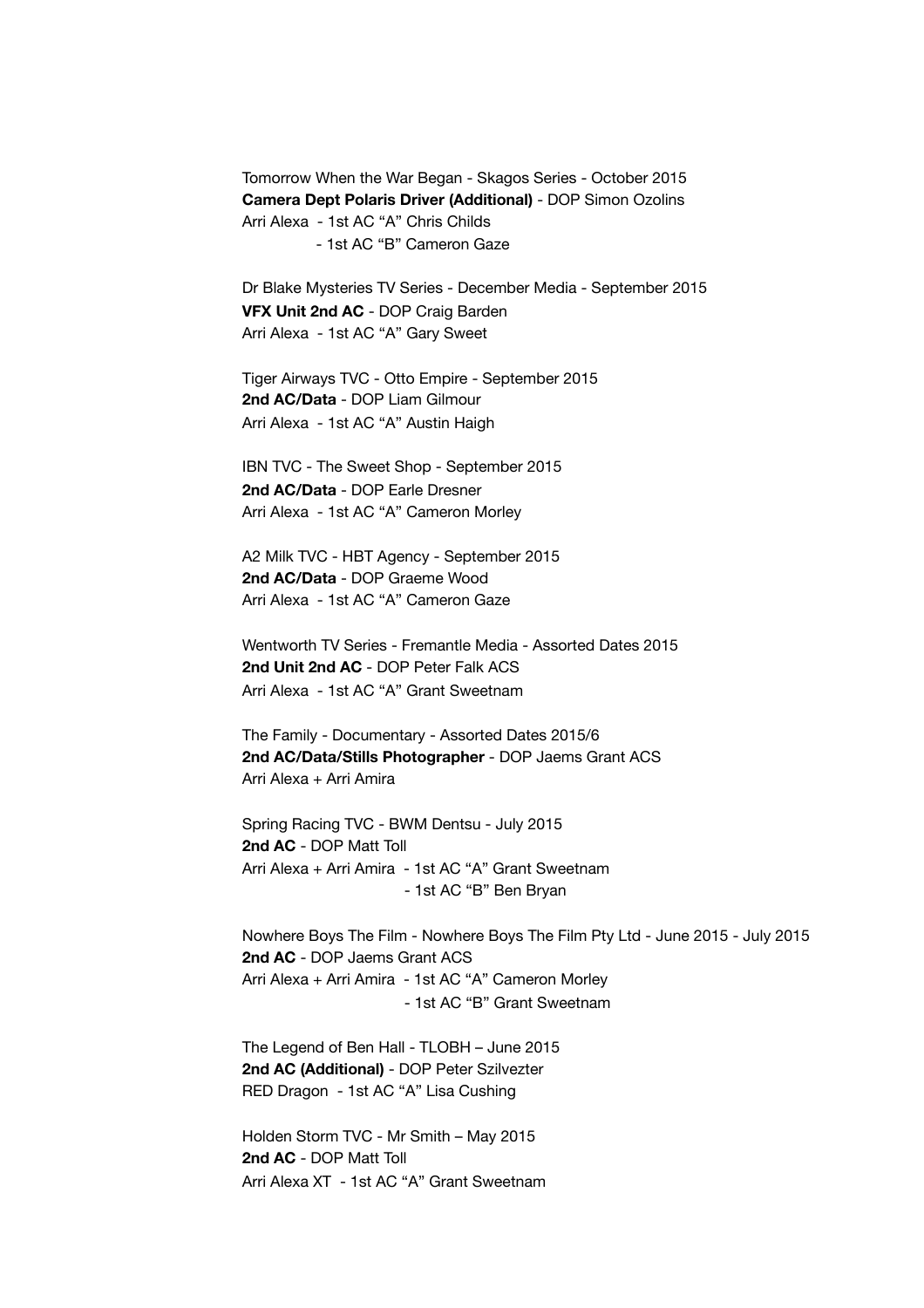Tomorrow When the War Began - Skagos Series - October 2015
**Camera Dept Polaris Driver (Additional)** - DOP Simon Ozolins
Arri Alexa - 1st AC "A" Chris Childs
- 1st AC "B" Cameron Gaze

Dr Blake Mysteries TV Series - December Media - September 2015
**VFX Unit 2nd AC** - DOP Craig Barden
Arri Alexa - 1st AC "A" Gary Sweet

Tiger Airways TVC - Otto Empire - September 2015
**2nd AC/Data** - DOP Liam Gilmour
Arri Alexa - 1st AC "A" Austin Haigh

IBN TVC - The Sweet Shop - September 2015
**2nd AC/Data** - DOP Earle Dresner
Arri Alexa - 1st AC "A" Cameron Morley

A2 Milk TVC - HBT Agency - September 2015
**2nd AC/Data** - DOP Graeme Wood
Arri Alexa - 1st AC "A" Cameron Gaze

Wentworth TV Series - Fremantle Media - Assorted Dates 2015
**2nd Unit 2nd AC** - DOP Peter Falk ACS
Arri Alexa - 1st AC "A" Grant Sweetnam

The Family - Documentary - Assorted Dates 2015/6
**2nd AC/Data/Stills Photographer** - DOP Jaems Grant ACS
Arri Alexa + Arri Amira

Spring Racing TVC - BWM Dentsu - July 2015
**2nd AC** - DOP Matt Toll
Arri Alexa + Arri Amira - 1st AC "A" Grant Sweetnam
- 1st AC "B" Ben Bryan

Nowhere Boys The Film - Nowhere Boys The Film Pty Ltd - June 2015 - July 2015
**2nd AC** - DOP Jaems Grant ACS
Arri Alexa + Arri Amira - 1st AC "A" Cameron Morley
- 1st AC "B" Grant Sweetnam

The Legend of Ben Hall - TLOBH – June 2015
**2nd AC (Additional)** - DOP Peter Szilvezter
RED Dragon - 1st AC "A" Lisa Cushing

Holden Storm TVC - Mr Smith – May 2015
**2nd AC** - DOP Matt Toll
Arri Alexa XT - 1st AC "A" Grant Sweetnam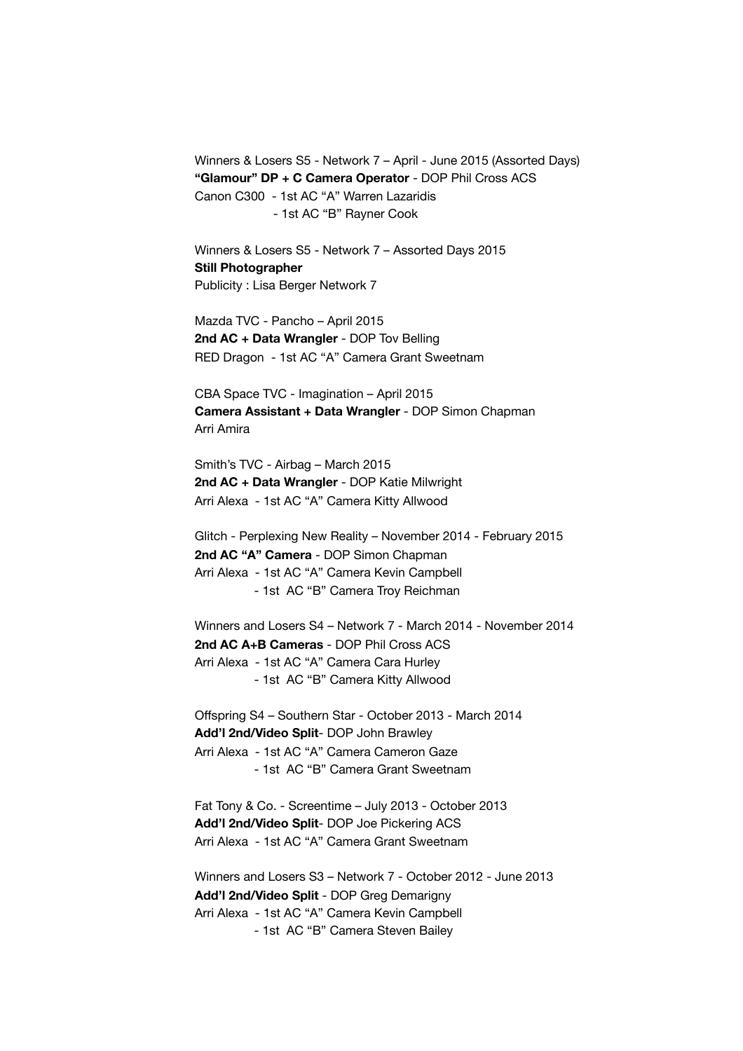Winners & Losers S5 - Network 7 – April - June 2015 (Assorted Days)
**"Glamour" DP + C Camera Operator** - DOP Phil Cross ACS
Canon C300 - 1st AC "A" Warren Lazaridis
- 1st AC "B" Rayner Cook

Winners & Losers S5 - Network 7 – Assorted Days 2015
**Still Photographer**
Publicity : Lisa Berger Network 7

Mazda TVC - Pancho – April 2015
**2nd AC + Data Wrangler** - DOP Tov Belling
RED Dragon - 1st AC "A" Camera Grant Sweetnam

CBA Space TVC - Imagination – April 2015
**Camera Assistant + Data Wrangler** - DOP Simon Chapman
Arri Amira

Smith's TVC - Airbag – March 2015
**2nd AC + Data Wrangler** - DOP Katie Milwright
Arri Alexa - 1st AC "A" Camera Kitty Allwood

Glitch - Perplexing New Reality – November 2014 - February 2015
**2nd AC "A" Camera** - DOP Simon Chapman
Arri Alexa - 1st AC "A" Camera Kevin Campbell
- 1st AC "B" Camera Troy Reichman

Winners and Losers S4 – Network 7 - March 2014 - November 2014
**2nd AC A+B Cameras** - DOP Phil Cross ACS
Arri Alexa - 1st AC "A" Camera Cara Hurley
- 1st AC "B" Camera Kitty Allwood

Offspring S4 – Southern Star - October 2013 - March 2014
**Add'l 2nd/Video Split**- DOP John Brawley
Arri Alexa - 1st AC "A" Camera Cameron Gaze
- 1st AC "B" Camera Grant Sweetnam

Fat Tony & Co. - Screentime – July 2013 - October 2013
**Add'l 2nd/Video Split**- DOP Joe Pickering ACS
Arri Alexa - 1st AC "A" Camera Grant Sweetnam

Winners and Losers S3 – Network 7 - October 2012 - June 2013
**Add'l 2nd/Video Split** - DOP Greg Demarigny
Arri Alexa - 1st AC "A" Camera Kevin Campbell
- 1st AC "B" Camera Steven Bailey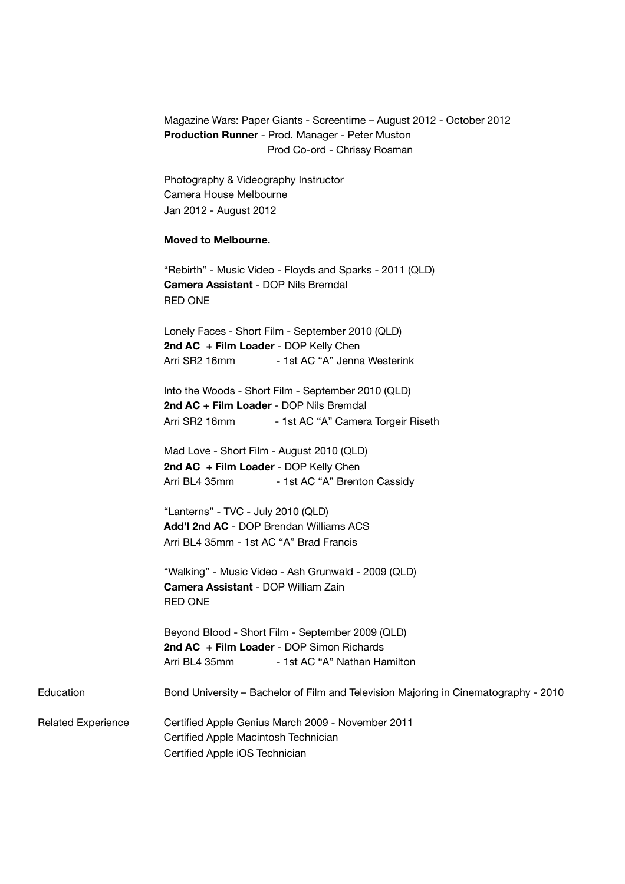Magazine Wars: Paper Giants - Screentime – August 2012 - October 2012
**Production Runner** - Prod. Manager - Peter Muston
Prod Co-ord - Chrissy Rosman

Photography & Videography Instructor
Camera House Melbourne
Jan 2012 - August 2012

**Moved to Melbourne.**

"Rebirth" - Music Video - Floyds and Sparks - 2011 (QLD)
**Camera Assistant** - DOP Nils Bremdal
RED ONE

Lonely Faces - Short Film - September 2010 (QLD)
**2nd AC + Film Loader** - DOP Kelly Chen
Arri SR2 16mm - 1st AC "A" Jenna Westerink

Into the Woods - Short Film - September 2010 (QLD)
**2nd AC + Film Loader** - DOP Nils Bremdal
Arri SR2 16mm - 1st AC "A" Camera Torgeir Riseth

Mad Love - Short Film - August 2010 (QLD)
**2nd AC + Film Loader** - DOP Kelly Chen
Arri BL4 35mm - 1st AC "A" Brenton Cassidy

"Lanterns" - TVC - July 2010 (QLD)
**Add'l 2nd AC** - DOP Brendan Williams ACS
Arri BL4 35mm - 1st AC "A" Brad Francis

"Walking" - Music Video - Ash Grunwald - 2009 (QLD)
**Camera Assistant** - DOP William Zain
RED ONE

Beyond Blood - Short Film - September 2009 (QLD)
**2nd AC + Film Loader** - DOP Simon Richards
Arri BL4 35mm - 1st AC "A" Nathan Hamilton

Education

Bond University – Bachelor of Film and Television Majoring in Cinematography - 2010

Related Experience

Certified Apple Genius March 2009 - November 2011
Certified Apple Macintosh Technician
Certified Apple iOS Technician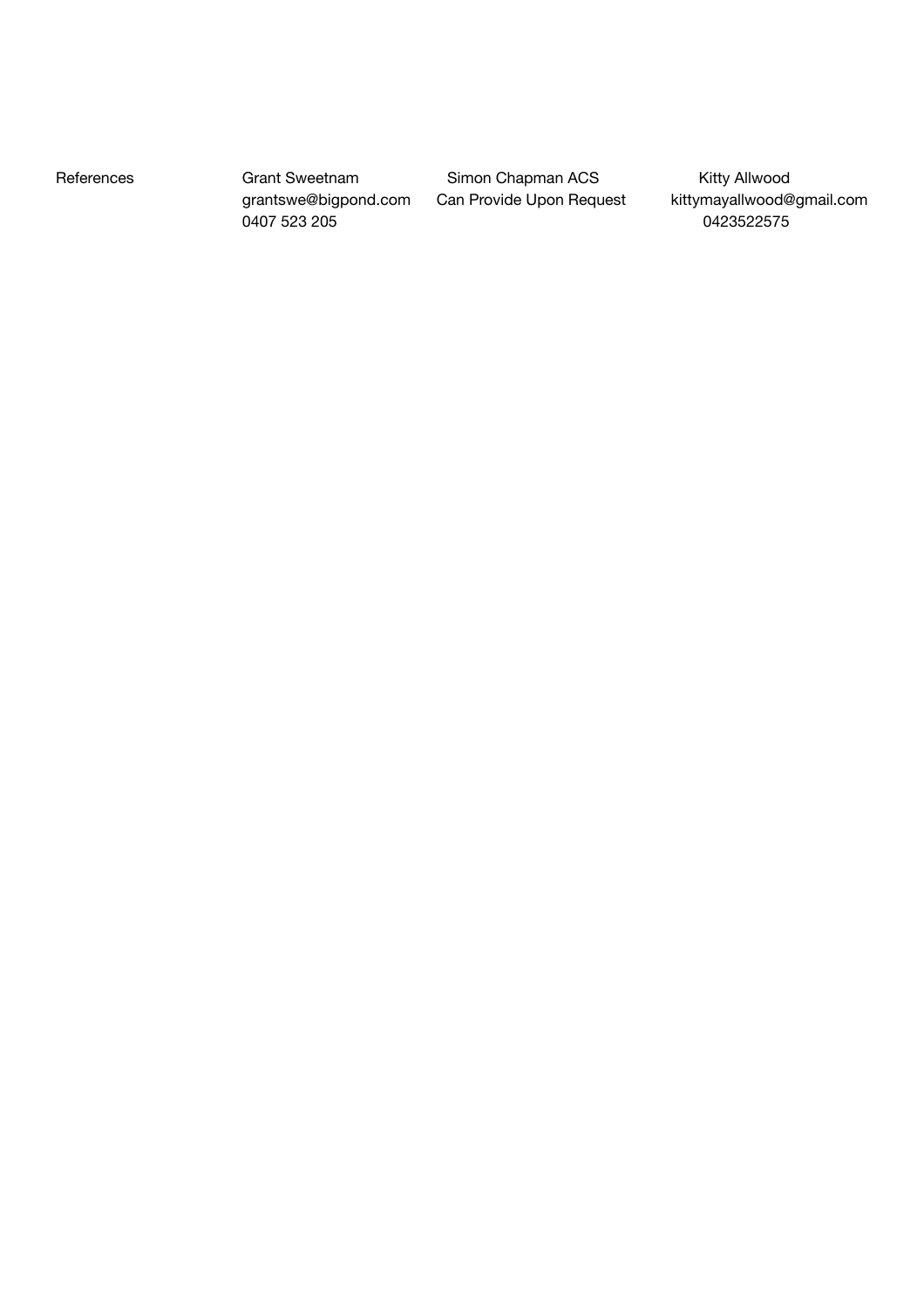| | | | |
|---|---|---|---|
| References | Grant Sweetnam | Simon Chapman ACS | Kitty Allwood |
| | grantswe@bigpond.com | Can Provide Upon Request | kittymayallwood@gmail.com |
| | 0407 523 205 | | 0423522575 |